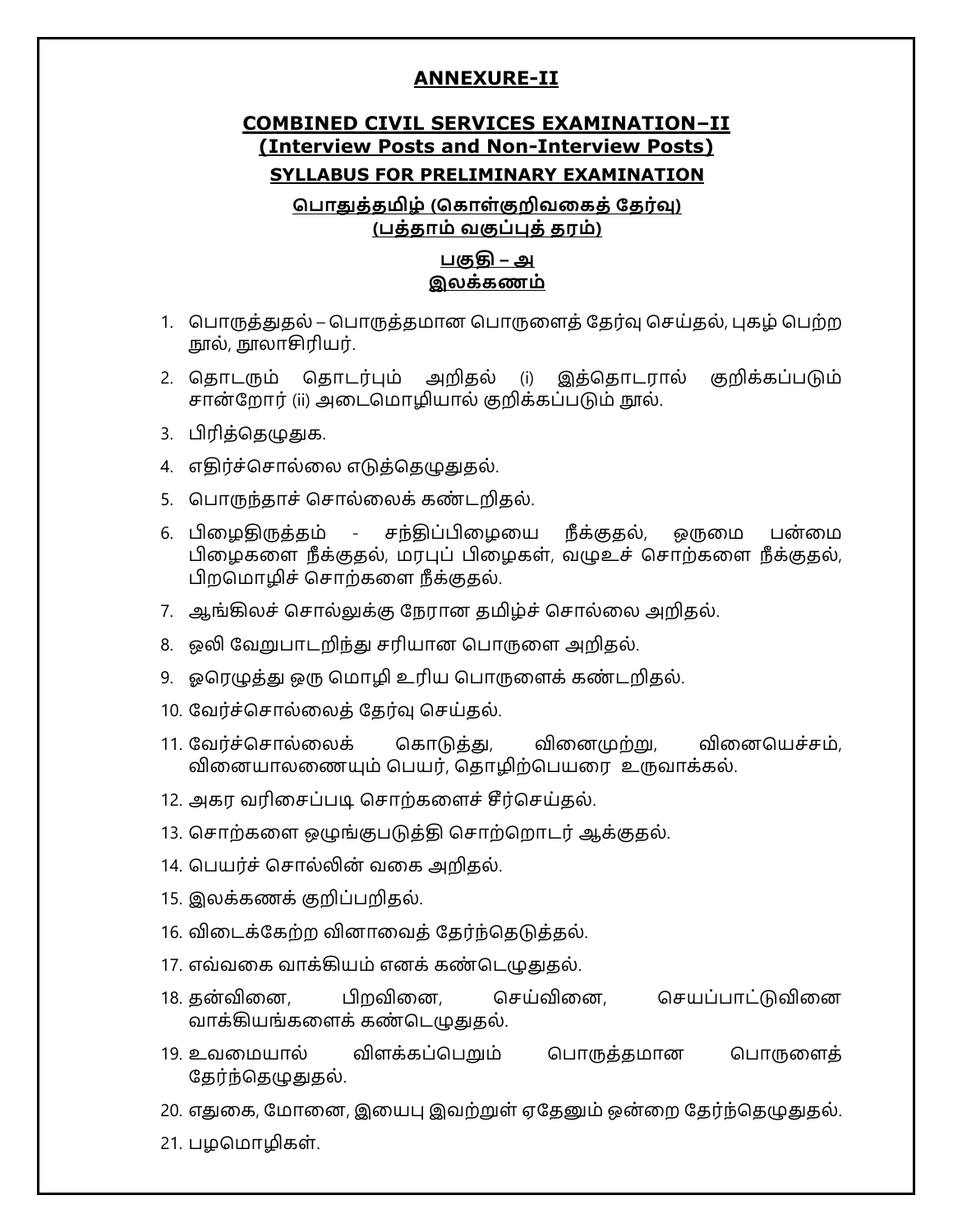# ANNEXURE-II

## COMBINED CIVIL SERVICES EXAMINATION–II (Interview Posts and Non-Interview Posts)

### SYLLABUS FOR PRELIMINARY EXAMINATION

### பொதுத்தமிழ் (கொள்குறிவகைத் தேர்வு) (பத்தாம் வகுப்புத் தரம்)

### பகுதி – அ
### இலக்கணம்

1. பொருத்துதல் – பொருத்தமான பொருளைத் தேர்வு செய்தல், புகழ் பெற்ற நூல், நூலாசிரியர்.
2. தொடரும் தொடர்பும் அறிதல் (i) இத்தொடரால் குறிக்கப்படும் சான்றோர் (ii) அடைமொழியால் குறிக்கப்படும் நூல்.
3. பிரித்தெழுதுக.
4. எதிர்ச்சொல்லை எடுத்தெழுதுதல்.
5. பொருந்தாச் சொல்லைக் கண்டறிதல்.
6. பிழைதிருத்தம் - சந்திப்பிழையை நீக்குதல், ஒருமை பன்மை பிழைகளை நீக்குதல், மரபுப் பிழைகள், வழுஉச் சொற்களை நீக்குதல், பிறமொழிச் சொற்களை நீக்குதல்.
7. ஆங்கிலச் சொல்லுக்கு நேரான தமிழ்ச் சொல்லை அறிதல்.
8. ஒலி வேறுபாடறிந்து சரியான பொருளை அறிதல்.
9. ஓரெழுத்து ஒரு மொழி உரிய பொருளைக் கண்டறிதல்.
10. வேர்ச்சொல்லைத் தேர்வு செய்தல்.
11. வேர்ச்சொல்லைக் கொடுத்து, வினைமுற்று, வினையெச்சம், வினையாலணையும் பெயர், தொழிற்பெயரை உருவாக்கல்.
12. அகர வரிசைப்படி சொற்களைச் சீர்செய்தல்.
13. சொற்களை ஒழுங்குபடுத்தி சொற்றொடர் ஆக்குதல்.
14. பெயர்ச் சொல்லின் வகை அறிதல்.
15. இலக்கணக் குறிப்பறிதல்.
16. விடைக்கேற்ற வினாவைத் தேர்ந்தெடுத்தல்.
17. எவ்வகை வாக்கியம் எனக் கண்டெழுதுதல்.
18. தன்வினை, பிறவினை, செய்வினை, செயப்பாட்டுவினை வாக்கியங்களைக் கண்டெழுதுதல்.
19. உவமையால் விளக்கப்பெறும் பொருத்தமான பொருளைத் தேர்ந்தெழுதுதல்.
20. எதுகை, மோனை, இயைபு இவற்றுள் ஏதேனும் ஒன்றை தேர்ந்தெழுதுதல்.
21. பழமொழிகள்.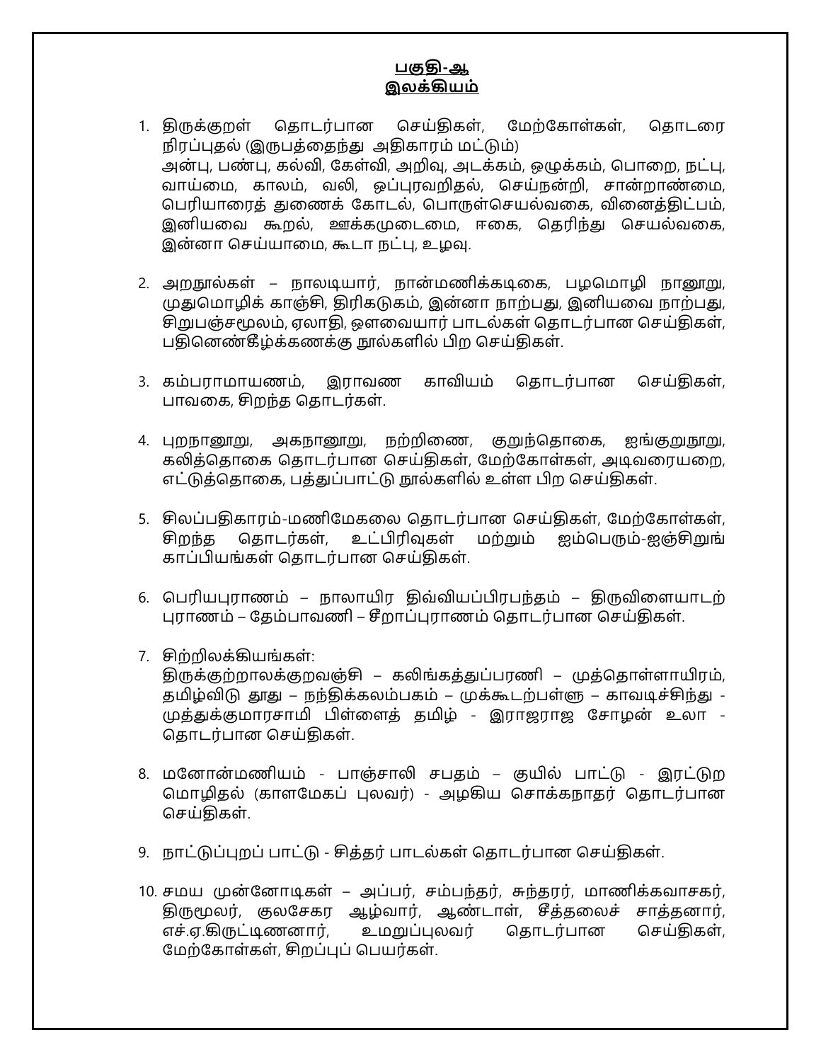## பகுதி-ஆ
## இலக்கியம்

1. திருக்குறள் தொடர்பான செய்திகள், மேற்கோள்கள், தொடரை நிரப்புதல் (இருபத்தைந்து அதிகாரம் மட்டும்)
   அன்பு, பண்பு, கல்வி, கேள்வி, அறிவு, அடக்கம், ஒழுக்கம், பொறை, நட்பு, வாய்மை, காலம், வலி, ஒப்புரவறிதல், செய்நன்றி, சான்றாண்மை, பெரியாரைத் துணைக் கோடல், பொருள்செயல்வகை, வினைத்திட்பம், இனியவை கூறல், ஊக்கமுடைமை, ஈகை, தெரிந்து செயல்வகை, இன்னா செய்யாமை, கூடா நட்பு, உழவு.

2. அறநூல்கள் – நாலடியார், நான்மணிக்கடிகை, பழமொழி நானூறு, முதுமொழிக் காஞ்சி, திரிகடுகம், இன்னா நாற்பது, இனியவை நாற்பது, சிறுபஞ்சமூலம், ஏலாதி, ஔவையார் பாடல்கள் தொடர்பான செய்திகள், பதினெண்கீழ்க்கணக்கு நூல்களில் பிற செய்திகள்.

3. கம்பராமாயணம், இராவண காவியம் தொடர்பான செய்திகள், பாவகை, சிறந்த தொடர்கள்.

4. புறநானூறு, அகநானூறு, நற்றிணை, குறுந்தொகை, ஐங்குறுநூறு, கலித்தொகை தொடர்பான செய்திகள், மேற்கோள்கள், அடிவரையறை, எட்டுத்தொகை, பத்துப்பாட்டு நூல்களில் உள்ள பிற செய்திகள்.

5. சிலப்பதிகாரம்-மணிமேகலை தொடர்பான செய்திகள், மேற்கோள்கள், சிறந்த தொடர்கள், உட்பிரிவுகள் மற்றும் ஐம்பெரும்-ஐஞ்சிறுங் காப்பியங்கள் தொடர்பான செய்திகள்.

6. பெரியபுராணம் – நாலாயிர திவ்வியப்பிரபந்தம் – திருவிளையாடற் புராணம் – தேம்பாவணி – சீறாப்புராணம் தொடர்பான செய்திகள்.

7. சிற்றிலக்கியங்கள்:
   திருக்குற்றாலக்குறவஞ்சி – கலிங்கத்துப்பரணி – முத்தொள்ளாயிரம், தமிழ்விடு தூது – நந்திக்கலம்பகம் – முக்கூடற்பள்ளு – காவடிச்சிந்து - முத்துக்குமாரசாமி பிள்ளைத் தமிழ் - இராஜராஜ சோழன் உலா - தொடர்பான செய்திகள்.

8. மனோன்மணியம் - பாஞ்சாலி சபதம் – குயில் பாட்டு - இரட்டுற மொழிதல் (காளமேகப் புலவர்) - அழகிய சொக்கநாதர் தொடர்பான செய்திகள்.

9. நாட்டுப்புறப் பாட்டு - சித்தர் பாடல்கள் தொடர்பான செய்திகள்.

10. சமய முன்னோடிகள் – அப்பர், சம்பந்தர், சுந்தரர், மாணிக்கவாசகர், திருமூலர், குலசேகர ஆழ்வார், ஆண்டாள், சீத்தலைச் சாத்தனார், எச்.ஏ.கிருட்டிணனார், உமறுப்புலவர் தொடர்பான செய்திகள், மேற்கோள்கள், சிறப்புப் பெயர்கள்.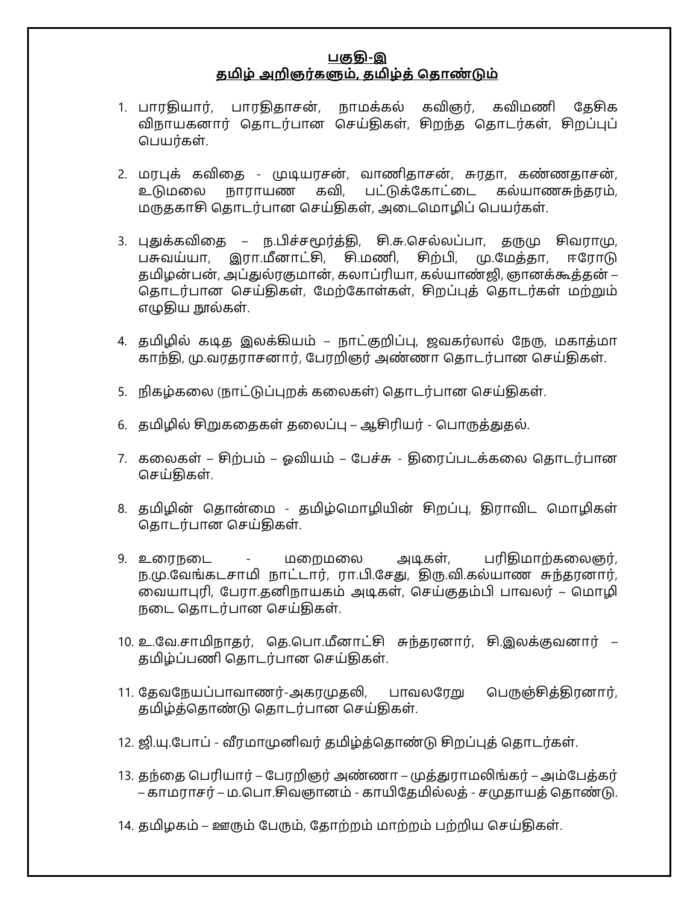## பகுதி-இ
## தமிழ் அறிஞர்களும், தமிழ்த் தொண்டும்

1. பாரதியார், பாரதிதாசன், நாமக்கல் கவிஞர், கவிமணி தேசிக விநாயகனார் தொடர்பான செய்திகள், சிறந்த தொடர்கள், சிறப்புப் பெயர்கள்.

2. மரபுக் கவிதை - முடியரசன், வாணிதாசன், சுரதா, கண்ணதாசன், உடுமலை நாராயண கவி, பட்டுக்கோட்டை கல்யாணசுந்தரம், மருதகாசி தொடர்பான செய்திகள், அடைமொழிப் பெயர்கள்.

3. புதுக்கவிதை – ந.பிச்சமூர்த்தி, சி.சு.செல்லப்பா, தருமு சிவராமு, பசுவய்யா, இரா.மீனாட்சி, சி.மணி, சிற்பி, மு.மேத்தா, ஈரோடு தமிழன்பன், அப்துல்ரகுமான், கலாப்ரியா, கல்யாண்ஜி, ஞானக்கூத்தன் – தொடர்பான செய்திகள், மேற்கோள்கள், சிறப்புத் தொடர்கள் மற்றும் எழுதிய நூல்கள்.

4. தமிழில் கடித இலக்கியம் – நாட்குறிப்பு, ஜவகர்லால் நேரு, மகாத்மா காந்தி, மு.வரதராசனார், பேரறிஞர் அண்ணா தொடர்பான செய்திகள்.

5. நிகழ்கலை (நாட்டுப்புறக் கலைகள்) தொடர்பான செய்திகள்.

6. தமிழில் சிறுகதைகள் தலைப்பு – ஆசிரியர் - பொருத்துதல்.

7. கலைகள் – சிற்பம் – ஓவியம் – பேச்சு - திரைப்படக்கலை தொடர்பான செய்திகள்.

8. தமிழின் தொன்மை - தமிழ்மொழியின் சிறப்பு, திராவிட மொழிகள் தொடர்பான செய்திகள்.

9. உரைநடை - மறைமலை அடிகள், பரிதிமாற்கலைஞர், ந.மு.வேங்கடசாமி நாட்டார், ரா.பி.சேது, திரு.வி.கல்யாண சுந்தரனார், வையாபுரி, பேரா.தனிநாயகம் அடிகள், செய்குதம்பி பாவலர் – மொழி நடை தொடர்பான செய்திகள்.

10. உ.வே.சாமிநாதர், தெ.பொ.மீனாட்சி சுந்தரனார், சி.இலக்குவனார் – தமிழ்ப்பணி தொடர்பான செய்திகள்.

11. தேவநேயப்பாவாணர்-அகரமுதலி, பாவலரேறு பெருஞ்சித்திரனார், தமிழ்த்தொண்டு தொடர்பான செய்திகள்.

12. ஜி.யு.போப் - வீரமாமுனிவர் தமிழ்த்தொண்டு சிறப்புத் தொடர்கள்.

13. தந்தை பெரியார் – பேரறிஞர் அண்ணா – முத்துராமலிங்கர் – அம்பேத்கர் – காமராசர் – ம.பொ.சிவஞானம் - காயிதேமில்லத் - சமுதாயத் தொண்டு.

14. தமிழகம் – ஊரும் பேரும், தோற்றம் மாற்றம் பற்றிய செய்திகள்.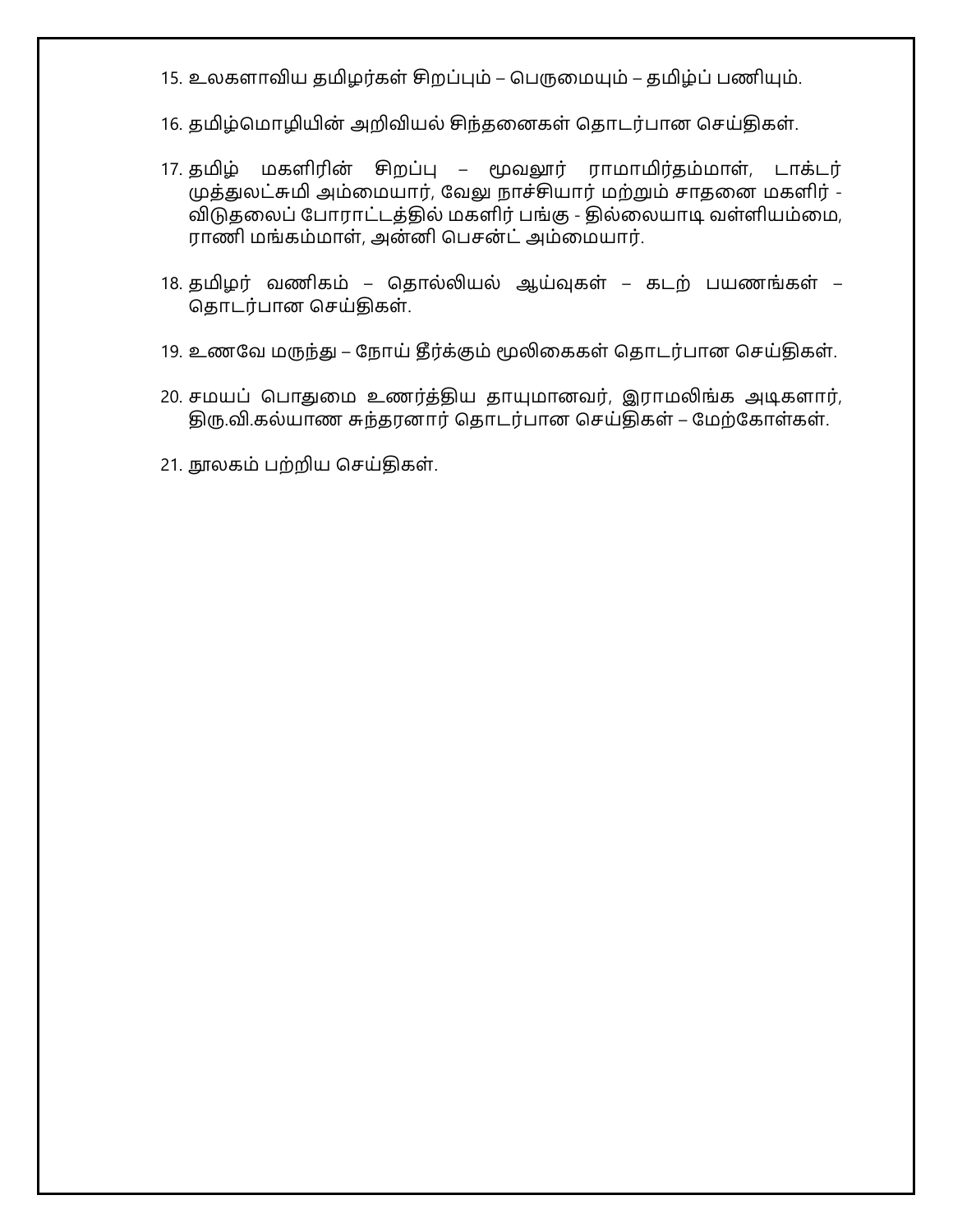15. உலகளாவிய தமிழர்கள் சிறப்பும் – பெருமையும் – தமிழ்ப் பணியும்.

16. தமிழ்மொழியின் அறிவியல் சிந்தனைகள் தொடர்பான செய்திகள்.

17. தமிழ் மகளிரின் சிறப்பு – மூவலூர் ராமாமிர்தம்மாள், டாக்டர் முத்துலட்சுமி அம்மையார், வேலு நாச்சியார் மற்றும் சாதனை மகளிர் - விடுதலைப் போராட்டத்தில் மகளிர் பங்கு - தில்லையாடி வள்ளியம்மை, ராணி மங்கம்மாள், அன்னி பெசன்ட் அம்மையார்.

18. தமிழர் வணிகம் – தொல்லியல் ஆய்வுகள் – கடற் பயணங்கள் – தொடர்பான செய்திகள்.

19. உணவே மருந்து – நோய் தீர்க்கும் மூலிகைகள் தொடர்பான செய்திகள்.

20. சமயப் பொதுமை உணர்த்திய தாயுமானவர், இராமலிங்க அடிகளார், திரு.வி.கல்யாண சுந்தரனார் தொடர்பான செய்திகள் – மேற்கோள்கள்.

21. நூலகம் பற்றிய செய்திகள்.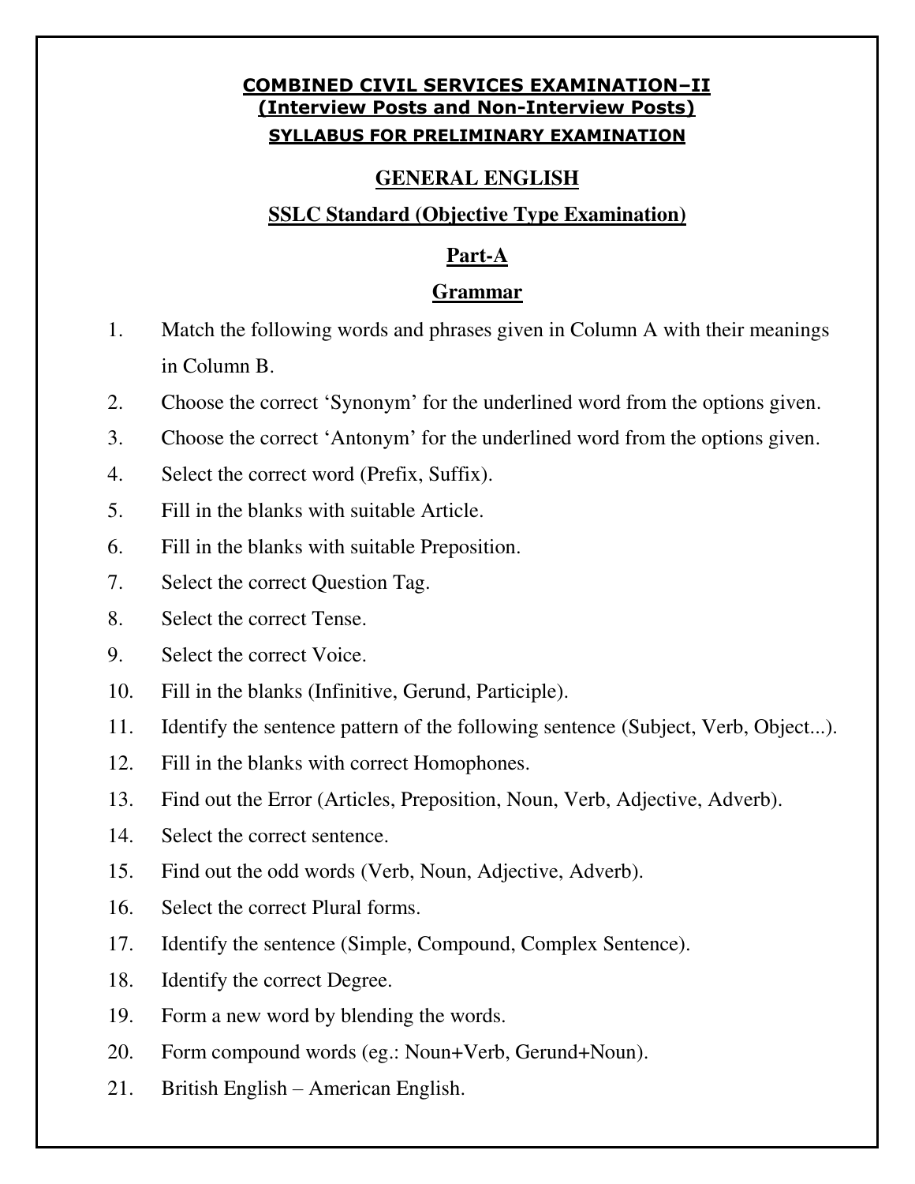**COMBINED CIVIL SERVICES EXAMINATION–II**
**(Interview Posts and Non-Interview Posts)**
**SYLLABUS FOR PRELIMINARY EXAMINATION**

# GENERAL ENGLISH

## SSLC Standard (Objective Type Examination)

## Part-A

### Grammar

1. Match the following words and phrases given in Column A with their meanings in Column B.
2. Choose the correct 'Synonym' for the underlined word from the options given.
3. Choose the correct 'Antonym' for the underlined word from the options given.
4. Select the correct word (Prefix, Suffix).
5. Fill in the blanks with suitable Article.
6. Fill in the blanks with suitable Preposition.
7. Select the correct Question Tag.
8. Select the correct Tense.
9. Select the correct Voice.
10. Fill in the blanks (Infinitive, Gerund, Participle).
11. Identify the sentence pattern of the following sentence (Subject, Verb, Object...).
12. Fill in the blanks with correct Homophones.
13. Find out the Error (Articles, Preposition, Noun, Verb, Adjective, Adverb).
14. Select the correct sentence.
15. Find out the odd words (Verb, Noun, Adjective, Adverb).
16. Select the correct Plural forms.
17. Identify the sentence (Simple, Compound, Complex Sentence).
18. Identify the correct Degree.
19. Form a new word by blending the words.
20. Form compound words (eg.: Noun+Verb, Gerund+Noun).
21. British English – American English.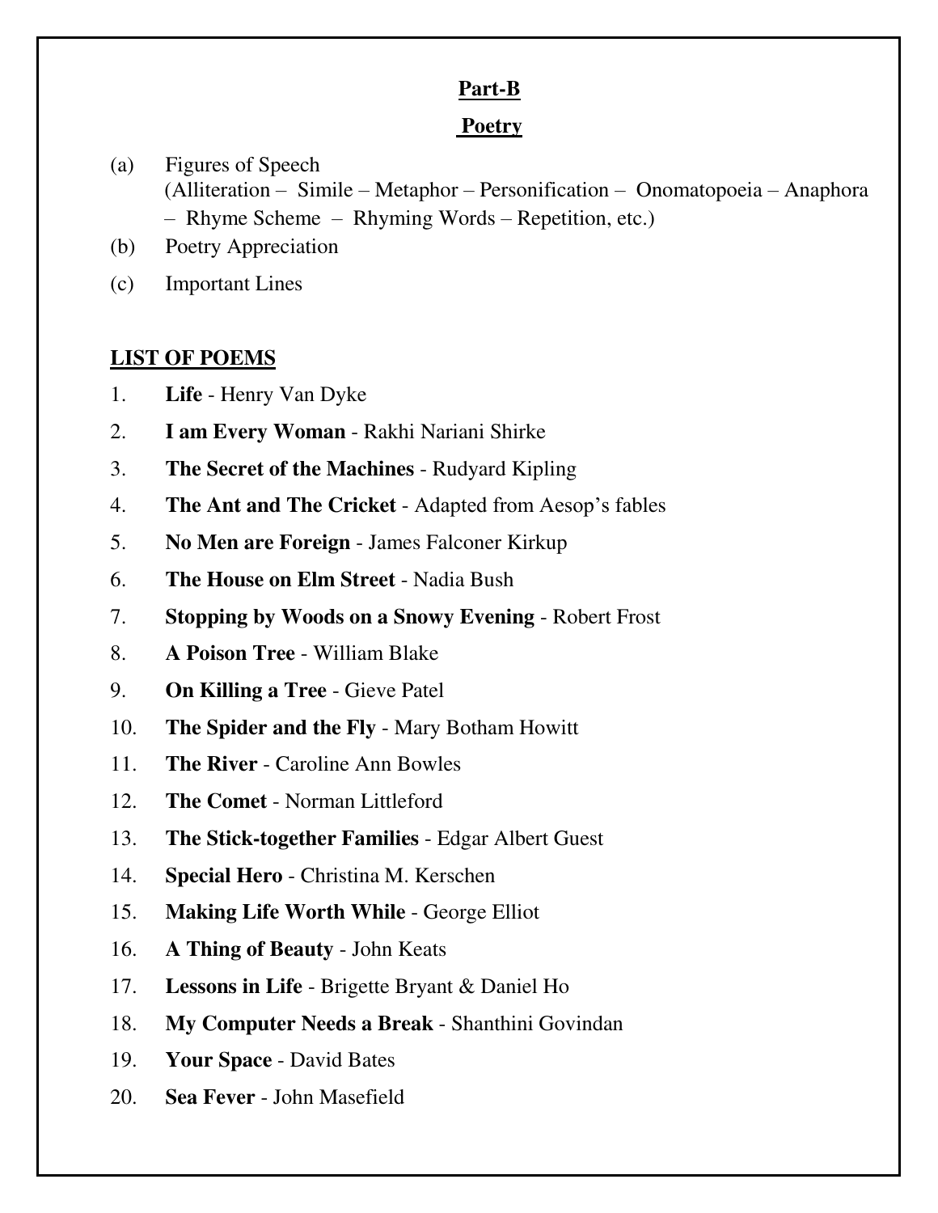## Part-B

## Poetry

(a) Figures of Speech
(Alliteration – Simile – Metaphor – Personification – Onomatopoeia – Anaphora – Rhyme Scheme – Rhyming Words – Repetition, etc.)

(b) Poetry Appreciation

(c) Important Lines

### LIST OF POEMS

1. **Life** - Henry Van Dyke
2. **I am Every Woman** - Rakhi Nariani Shirke
3. **The Secret of the Machines** - Rudyard Kipling
4. **The Ant and The Cricket** - Adapted from Aesop's fables
5. **No Men are Foreign** - James Falconer Kirkup
6. **The House on Elm Street** - Nadia Bush
7. **Stopping by Woods on a Snowy Evening** - Robert Frost
8. **A Poison Tree** - William Blake
9. **On Killing a Tree** - Gieve Patel
10. **The Spider and the Fly** - Mary Botham Howitt
11. **The River** - Caroline Ann Bowles
12. **The Comet** - Norman Littleford
13. **The Stick-together Families** - Edgar Albert Guest
14. **Special Hero** - Christina M. Kerschen
15. **Making Life Worth While** - George Elliot
16. **A Thing of Beauty** - John Keats
17. **Lessons in Life** - Brigette Bryant & Daniel Ho
18. **My Computer Needs a Break** - Shanthini Govindan
19. **Your Space** - David Bates
20. **Sea Fever** - John Masefield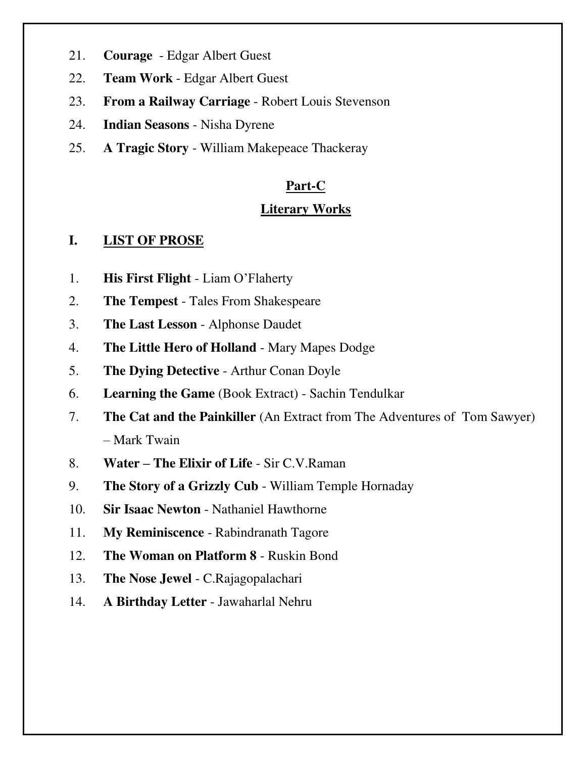21. **Courage** - Edgar Albert Guest
22. **Team Work** - Edgar Albert Guest
23. **From a Railway Carriage** - Robert Louis Stevenson
24. **Indian Seasons** - Nisha Dyrene
25. **A Tragic Story** - William Makepeace Thackeray

## Part-C

## Literary Works

### I. LIST OF PROSE

1. **His First Flight** - Liam O'Flaherty
2. **The Tempest** - Tales From Shakespeare
3. **The Last Lesson** - Alphonse Daudet
4. **The Little Hero of Holland** - Mary Mapes Dodge
5. **The Dying Detective** - Arthur Conan Doyle
6. **Learning the Game** (Book Extract) - Sachin Tendulkar
7. **The Cat and the Painkiller** (An Extract from The Adventures of Tom Sawyer) – Mark Twain
8. **Water – The Elixir of Life** - Sir C.V.Raman
9. **The Story of a Grizzly Cub** - William Temple Hornaday
10. **Sir Isaac Newton** - Nathaniel Hawthorne
11. **My Reminiscence** - Rabindranath Tagore
12. **The Woman on Platform 8** - Ruskin Bond
13. **The Nose Jewel** - C.Rajagopalachari
14. **A Birthday Letter** - Jawaharlal Nehru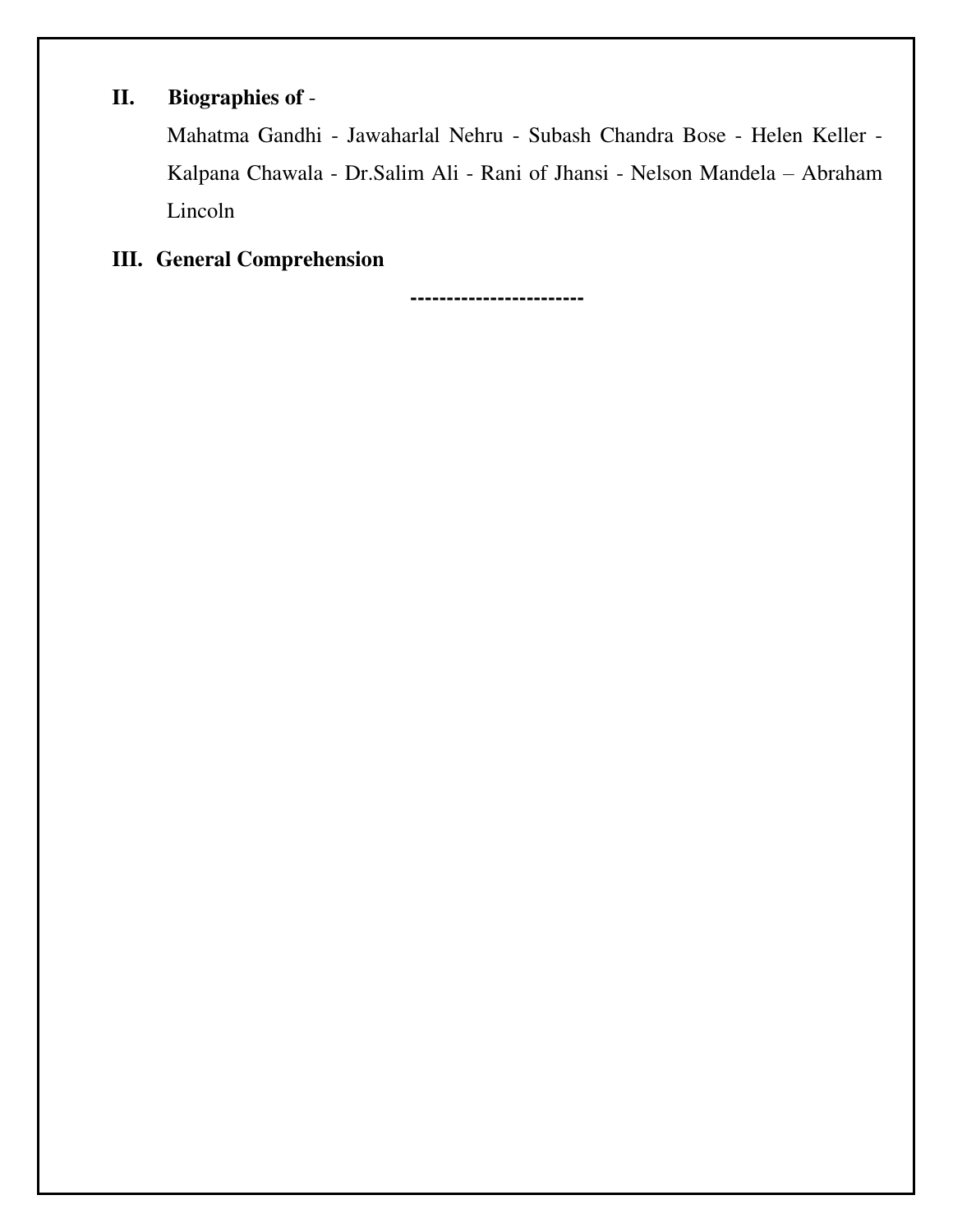**II. Biographies of** -

Mahatma Gandhi - Jawaharlal Nehru - Subash Chandra Bose - Helen Keller - Kalpana Chawala - Dr.Salim Ali - Rani of Jhansi - Nelson Mandela – Abraham Lincoln

**III. General Comprehension**

------------------------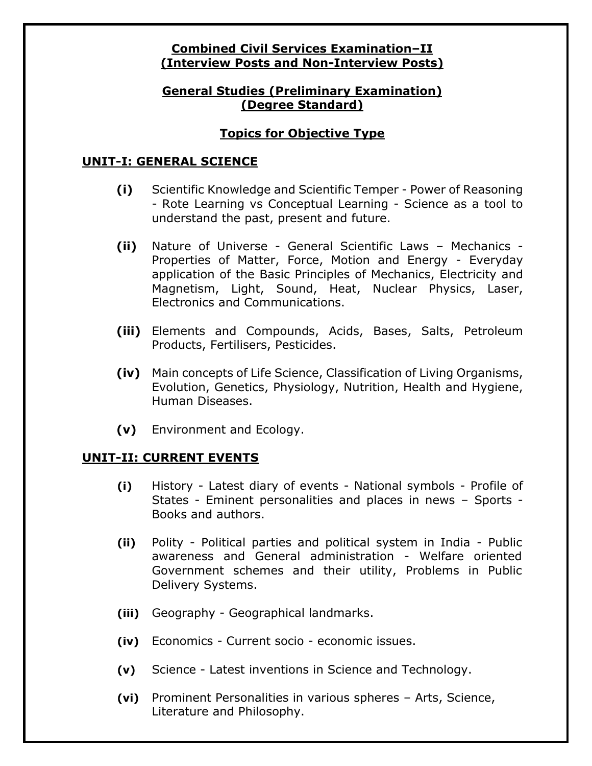**Combined Civil Services Examination–II**
**(Interview Posts and Non-Interview Posts)**

**General Studies (Preliminary Examination)**
**(Degree Standard)**

**Topics for Objective Type**

## UNIT-I: GENERAL SCIENCE

**(i)** Scientific Knowledge and Scientific Temper - Power of Reasoning - Rote Learning vs Conceptual Learning - Science as a tool to understand the past, present and future.

**(ii)** Nature of Universe - General Scientific Laws – Mechanics - Properties of Matter, Force, Motion and Energy - Everyday application of the Basic Principles of Mechanics, Electricity and Magnetism, Light, Sound, Heat, Nuclear Physics, Laser, Electronics and Communications.

**(iii)** Elements and Compounds, Acids, Bases, Salts, Petroleum Products, Fertilisers, Pesticides.

**(iv)** Main concepts of Life Science, Classification of Living Organisms, Evolution, Genetics, Physiology, Nutrition, Health and Hygiene, Human Diseases.

**(v)** Environment and Ecology.

## UNIT-II: CURRENT EVENTS

**(i)** History - Latest diary of events - National symbols - Profile of States - Eminent personalities and places in news – Sports - Books and authors.

**(ii)** Polity - Political parties and political system in India - Public awareness and General administration - Welfare oriented Government schemes and their utility, Problems in Public Delivery Systems.

**(iii)** Geography - Geographical landmarks.

**(iv)** Economics - Current socio - economic issues.

**(v)** Science - Latest inventions in Science and Technology.

**(vi)** Prominent Personalities in various spheres – Arts, Science, Literature and Philosophy.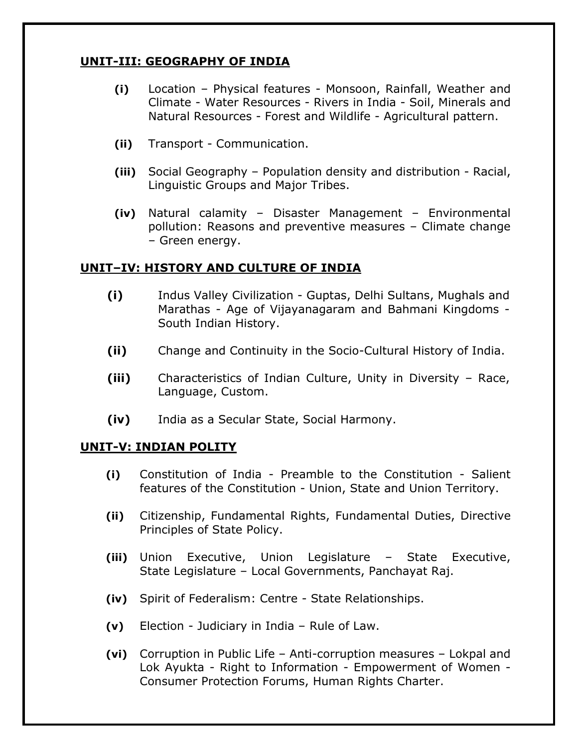## UNIT-III: GEOGRAPHY OF INDIA

**(i)** Location – Physical features - Monsoon, Rainfall, Weather and Climate - Water Resources - Rivers in India - Soil, Minerals and Natural Resources - Forest and Wildlife - Agricultural pattern.

**(ii)** Transport - Communication.

**(iii)** Social Geography – Population density and distribution - Racial, Linguistic Groups and Major Tribes.

**(iv)** Natural calamity – Disaster Management – Environmental pollution: Reasons and preventive measures – Climate change – Green energy.

## UNIT–IV: HISTORY AND CULTURE OF INDIA

**(i)** Indus Valley Civilization - Guptas, Delhi Sultans, Mughals and Marathas - Age of Vijayanagaram and Bahmani Kingdoms - South Indian History.

**(ii)** Change and Continuity in the Socio-Cultural History of India.

**(iii)** Characteristics of Indian Culture, Unity in Diversity – Race, Language, Custom.

**(iv)** India as a Secular State, Social Harmony.

## UNIT-V: INDIAN POLITY

**(i)** Constitution of India - Preamble to the Constitution - Salient features of the Constitution - Union, State and Union Territory.

**(ii)** Citizenship, Fundamental Rights, Fundamental Duties, Directive Principles of State Policy.

**(iii)** Union Executive, Union Legislature – State Executive, State Legislature – Local Governments, Panchayat Raj.

**(iv)** Spirit of Federalism: Centre - State Relationships.

**(v)** Election - Judiciary in India – Rule of Law.

**(vi)** Corruption in Public Life – Anti-corruption measures – Lokpal and Lok Ayukta - Right to Information - Empowerment of Women - Consumer Protection Forums, Human Rights Charter.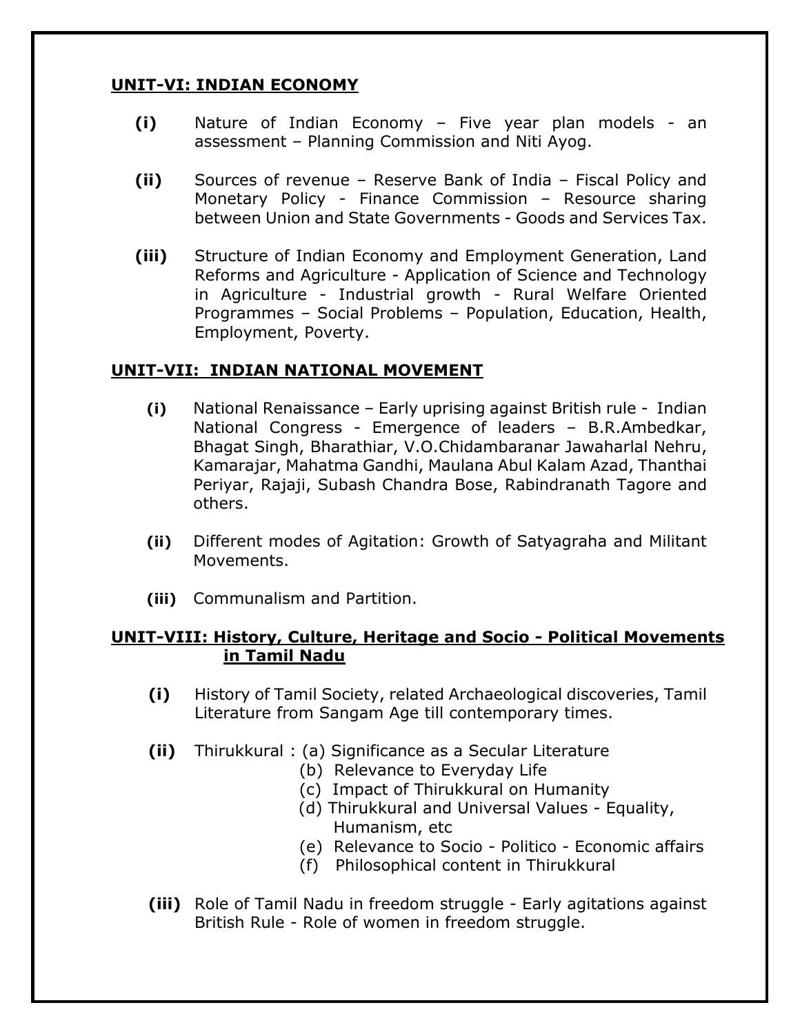## UNIT-VI: INDIAN ECONOMY

**(i)** Nature of Indian Economy – Five year plan models - an assessment – Planning Commission and Niti Ayog.

**(ii)** Sources of revenue – Reserve Bank of India – Fiscal Policy and Monetary Policy - Finance Commission – Resource sharing between Union and State Governments - Goods and Services Tax.

**(iii)** Structure of Indian Economy and Employment Generation, Land Reforms and Agriculture - Application of Science and Technology in Agriculture - Industrial growth - Rural Welfare Oriented Programmes – Social Problems – Population, Education, Health, Employment, Poverty.

## UNIT-VII: INDIAN NATIONAL MOVEMENT

**(i)** National Renaissance – Early uprising against British rule - Indian National Congress - Emergence of leaders – B.R.Ambedkar, Bhagat Singh, Bharathiar, V.O.Chidambaranar Jawaharlal Nehru, Kamarajar, Mahatma Gandhi, Maulana Abul Kalam Azad, Thanthai Periyar, Rajaji, Subash Chandra Bose, Rabindranath Tagore and others.

**(ii)** Different modes of Agitation: Growth of Satyagraha and Militant Movements.

**(iii)** Communalism and Partition.

## UNIT-VIII: History, Culture, Heritage and Socio - Political Movements in Tamil Nadu

**(i)** History of Tamil Society, related Archaeological discoveries, Tamil Literature from Sangam Age till contemporary times.

**(ii)** Thirukkural : (a) Significance as a Secular Literature
- (b) Relevance to Everyday Life
- (c) Impact of Thirukkural on Humanity
- (d) Thirukkural and Universal Values - Equality, Humanism, etc
- (e) Relevance to Socio - Politico - Economic affairs
- (f) Philosophical content in Thirukkural

**(iii)** Role of Tamil Nadu in freedom struggle - Early agitations against British Rule - Role of women in freedom struggle.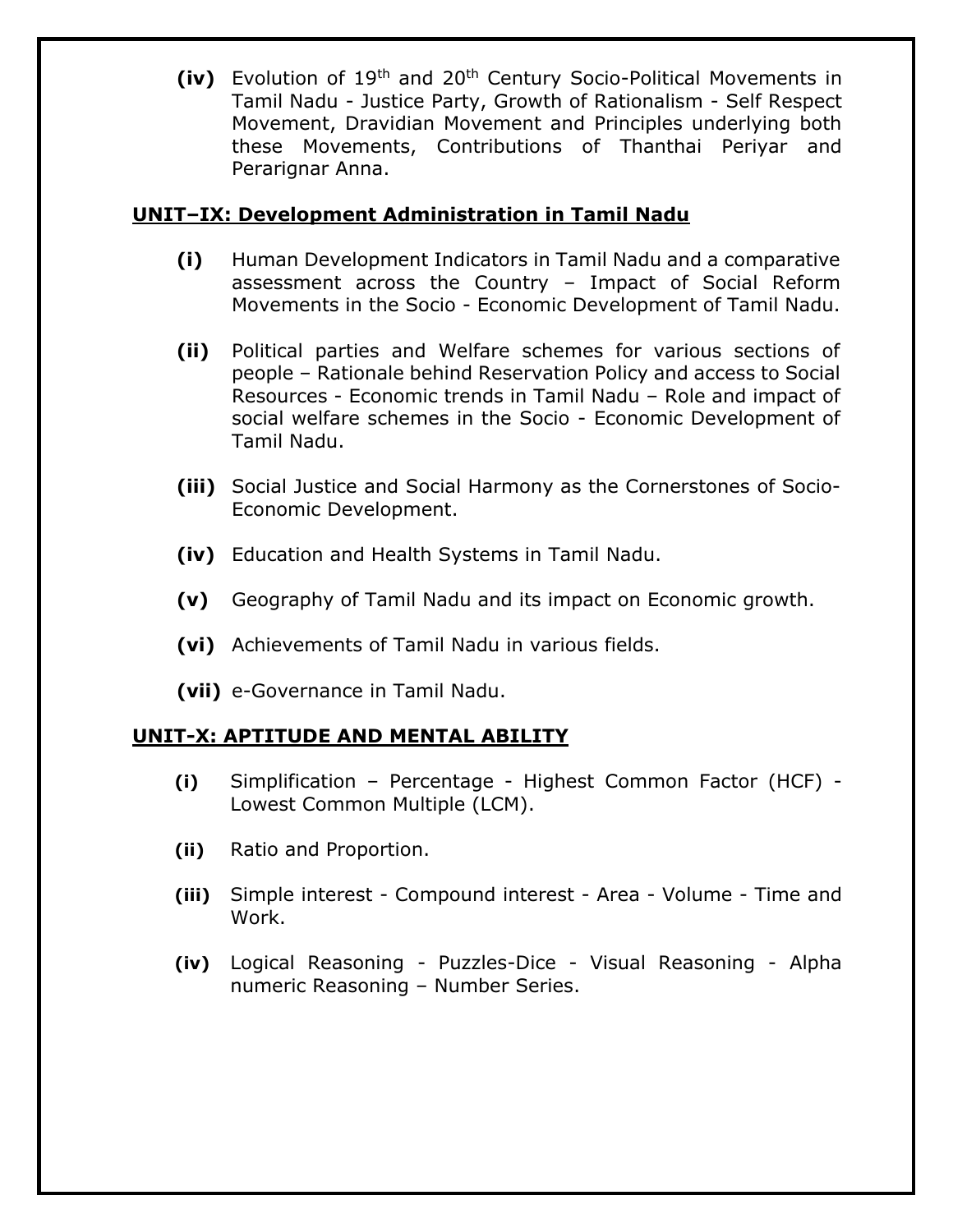**(iv)** Evolution of 19th and 20th Century Socio-Political Movements in Tamil Nadu - Justice Party, Growth of Rationalism - Self Respect Movement, Dravidian Movement and Principles underlying both these Movements, Contributions of Thanthai Periyar and Perarignar Anna.

## UNIT–IX: Development Administration in Tamil Nadu

**(i)** Human Development Indicators in Tamil Nadu and a comparative assessment across the Country – Impact of Social Reform Movements in the Socio - Economic Development of Tamil Nadu.

**(ii)** Political parties and Welfare schemes for various sections of people – Rationale behind Reservation Policy and access to Social Resources - Economic trends in Tamil Nadu – Role and impact of social welfare schemes in the Socio - Economic Development of Tamil Nadu.

**(iii)** Social Justice and Social Harmony as the Cornerstones of Socio-Economic Development.

**(iv)** Education and Health Systems in Tamil Nadu.

**(v)** Geography of Tamil Nadu and its impact on Economic growth.

**(vi)** Achievements of Tamil Nadu in various fields.

**(vii)** e-Governance in Tamil Nadu.

## UNIT-X: APTITUDE AND MENTAL ABILITY

**(i)** Simplification – Percentage - Highest Common Factor (HCF) - Lowest Common Multiple (LCM).

**(ii)** Ratio and Proportion.

**(iii)** Simple interest - Compound interest - Area - Volume - Time and Work.

**(iv)** Logical Reasoning - Puzzles-Dice - Visual Reasoning - Alpha numeric Reasoning – Number Series.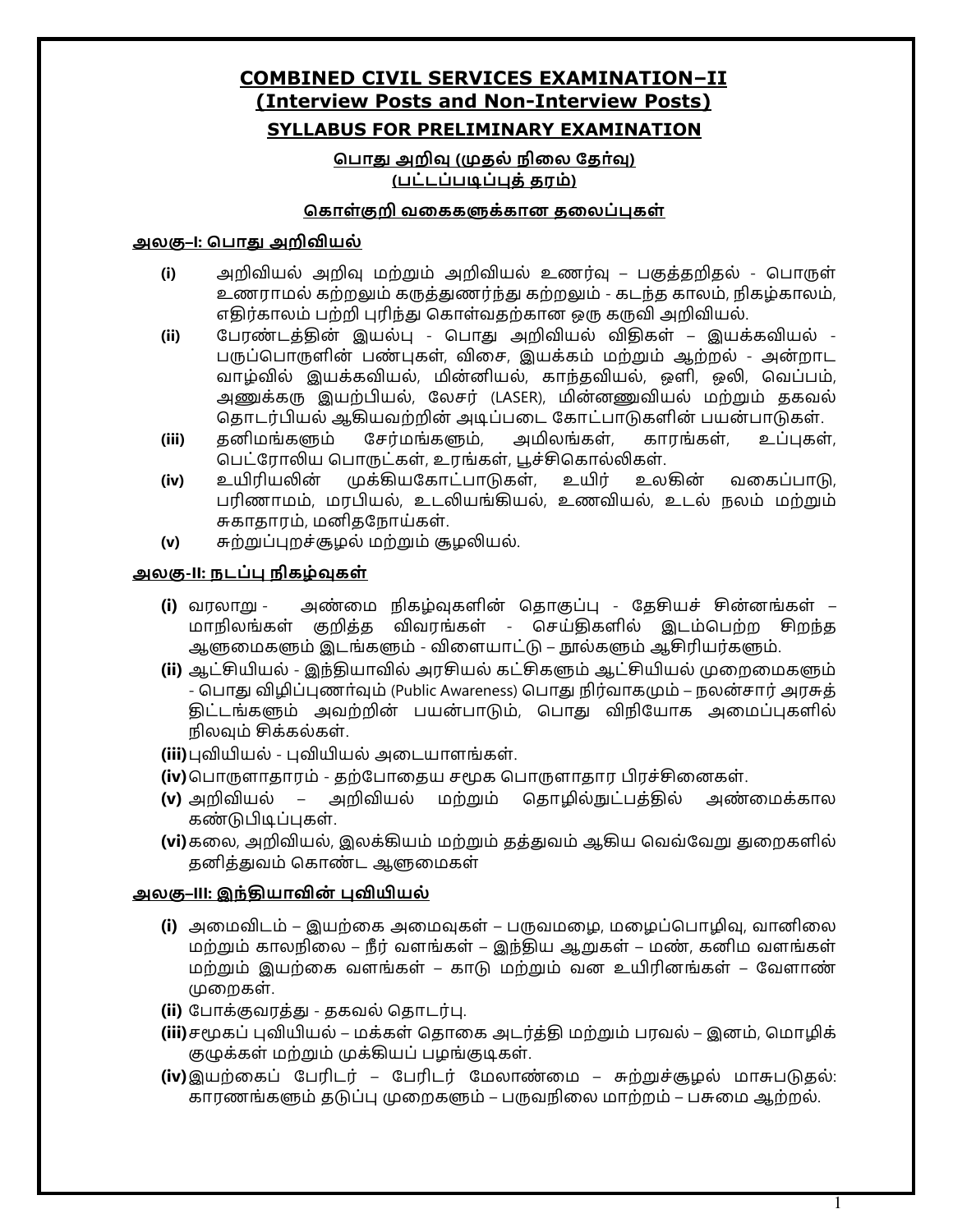# COMBINED CIVIL SERVICES EXAMINATION–II
## (Interview Posts and Non-Interview Posts)

### SYLLABUS FOR PRELIMINARY EXAMINATION

#### பொது அறிவு (முதல் நிலை தேர்வு)
#### (பட்டப்படிப்புத் தரம்)

#### கொள்குறி வகைகளுக்கான தலைப்புகள்

**அலகு–I: பொது அறிவியல்**

**(i)** அறிவியல் அறிவு மற்றும் அறிவியல் உணர்வு – பகுத்தறிதல் - பொருள் உணராமல் கற்றலும் கருத்துணர்ந்து கற்றலும் - கடந்த காலம், நிகழ்காலம், எதிர்காலம் பற்றி புரிந்து கொள்வதற்கான ஒரு கருவி அறிவியல்.

**(ii)** பேரண்டத்தின் இயல்பு - பொது அறிவியல் விதிகள் – இயக்கவியல் - பருப்பொருளின் பண்புகள், விசை, இயக்கம் மற்றும் ஆற்றல் - அன்றாட வாழ்வில் இயக்கவியல், மின்னியல், காந்தவியல், ஒளி, ஒலி, வெப்பம், அணுக்கரு இயற்பியல், லேசர் (LASER), மின்னணுவியல் மற்றும் தகவல் தொடர்பியல் ஆகியவற்றின் அடிப்படை கோட்பாடுகளின் பயன்பாடுகள்.

**(iii)** தனிமங்களும் சேர்மங்களும், அமிலங்கள், காரங்கள், உப்புகள், பெட்ரோலிய பொருட்கள், உரங்கள், பூச்சிகொல்லிகள்.

**(iv)** உயிரியலின் முக்கியகோட்பாடுகள், உயிர் உலகின் வகைப்பாடு, பரிணாமம், மரபியல், உடலியங்கியல், உணவியல், உடல் நலம் மற்றும் சுகாதாரம், மனிதநோய்கள்.

**(v)** சுற்றுப்புறச்சூழல் மற்றும் சூழலியல்.

**அலகு-II: நடப்பு நிகழ்வுகள்**

**(i)** வரலாறு - அண்மை நிகழ்வுகளின் தொகுப்பு - தேசியச் சின்னங்கள் – மாநிலங்கள் குறித்த விவரங்கள் - செய்திகளில் இடம்பெற்ற சிறந்த ஆளுமைகளும் இடங்களும் - விளையாட்டு – நூல்களும் ஆசிரியர்களும்.

**(ii)** ஆட்சியியல் - இந்தியாவில் அரசியல் கட்சிகளும் ஆட்சியியல் முறைமைகளும் - பொது விழிப்புணர்வும் (Public Awareness) பொது நிர்வாகமும் – நலன்சார் அரசுத் திட்டங்களும் அவற்றின் பயன்பாடும், பொது விநியோக அமைப்புகளில் நிலவும் சிக்கல்கள்.

**(iii)** புவியியல் - புவியியல் அடையாளங்கள்.

**(iv)** பொருளாதாரம் - தற்போதைய சமூக பொருளாதார பிரச்சினைகள்.

**(v)** அறிவியல் – அறிவியல் மற்றும் தொழில்நுட்பத்தில் அண்மைக்கால கண்டுபிடிப்புகள்.

**(vi)** கலை, அறிவியல், இலக்கியம் மற்றும் தத்துவம் ஆகிய வெவ்வேறு துறைகளில் தனித்துவம் கொண்ட ஆளுமைகள்

**அலகு–III: இந்தியாவின் புவியியல்**

**(i)** அமைவிடம் – இயற்கை அமைவுகள் – பருவமழை, மழைப்பொழிவு, வானிலை மற்றும் காலநிலை – நீர் வளங்கள் – இந்திய ஆறுகள் – மண், கனிம வளங்கள் மற்றும் இயற்கை வளங்கள் – காடு மற்றும் வன உயிரினங்கள் – வேளாண் முறைகள்.

**(ii)** போக்குவரத்து - தகவல் தொடர்பு.

**(iii)** சமூகப் புவியியல் – மக்கள் தொகை அடர்த்தி மற்றும் பரவல் – இனம், மொழிக் குழுக்கள் மற்றும் முக்கியப் பழங்குடிகள்.

**(iv)** இயற்கைப் பேரிடர் – பேரிடர் மேலாண்மை – சுற்றுச்சூழல் மாசுபடுதல்: காரணங்களும் தடுப்பு முறைகளும் – பருவநிலை மாற்றம் – பசுமை ஆற்றல்.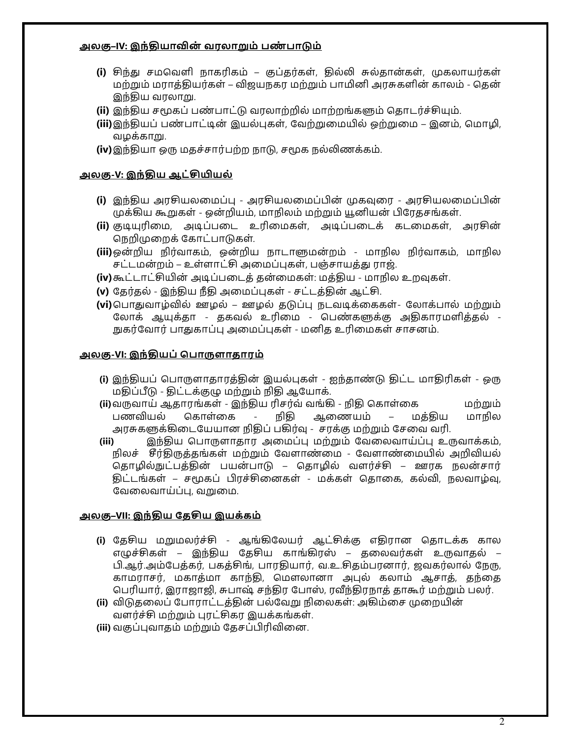**<u>அலகு–IV: இந்தியாவின் வரலாறும் பண்பாடும்</u>**

**(i)** சிந்து சமவெளி நாகரிகம் – குப்தர்கள், தில்லி சுல்தான்கள், முகலாயர்கள் மற்றும் மராத்தியர்கள் – விஜயநகர மற்றும் பாமினி அரசுகளின் காலம் - தென் இந்திய வரலாறு.

**(ii)** இந்திய சமூகப் பண்பாட்டு வரலாற்றில் மாற்றங்களும் தொடர்ச்சியும்.

**(iii)** இந்தியப் பண்பாட்டின் இயல்புகள், வேற்றுமையில் ஒற்றுமை – இனம், மொழி, வழக்காறு.

**(iv)** இந்தியா ஒரு மதச்சார்பற்ற நாடு, சமூக நல்லிணக்கம்.

**<u>அலகு-V: இந்திய ஆட்சியியல்</u>**

**(i)** இந்திய அரசியலமைப்பு - அரசியலமைப்பின் முகவுரை - அரசியலமைப்பின் முக்கிய கூறுகள் - ஒன்றியம், மாநிலம் மற்றும் யூனியன் பிரேதசங்கள்.

**(ii)** குடியுரிமை, அடிப்படை உரிமைகள், அடிப்படைக் கடமைகள், அரசின் நெறிமுறைக் கோட்பாடுகள்.

**(iii)** ஒன்றிய நிர்வாகம், ஒன்றிய நாடாளுமன்றம் - மாநில நிர்வாகம், மாநில சட்டமன்றம் – உள்ளாட்சி அமைப்புகள், பஞ்சாயத்து ராஜ்.

**(iv)** கூட்டாட்சியின் அடிப்படைத் தன்மைகள்: மத்திய - மாநில உறவுகள்.

**(v)** தேர்தல் - இந்திய நீதி அமைப்புகள் - சட்டத்தின் ஆட்சி.

**(vi)** பொதுவாழ்வில் ஊழல் – ஊழல் தடுப்பு நடவடிக்கைகள்- லோக்பால் மற்றும் லோக் ஆயுக்தா - தகவல் உரிமை - பெண்களுக்கு அதிகாரமளித்தல் - நுகர்வோர் பாதுகாப்பு அமைப்புகள் - மனித உரிமைகள் சாசனம்.

**<u>அலகு-VI: இந்தியப் பொருளாதாரம்</u>**

**(i)** இந்தியப் பொருளாதாரத்தின் இயல்புகள் - ஐந்தாண்டு திட்ட மாதிரிகள் - ஒரு மதிப்பீடு - திட்டக்குழு மற்றும் நிதி ஆயோக்.

**(ii)** வருவாய் ஆதாரங்கள் - இந்திய ரிசர்வ் வங்கி - நிதி கொள்கை மற்றும் பணவியல் கொள்கை - நிதி ஆணையம் – மத்திய மாநில அரசுகளுக்கிடையேயான நிதிப் பகிர்வு - சரக்கு மற்றும் சேவை வரி.

**(iii)** இந்திய பொருளாதார அமைப்பு மற்றும் வேலைவாய்ப்பு உருவாக்கம், நிலச் சீர்திருத்தங்கள் மற்றும் வேளாண்மை - வேளாண்மையில் அறிவியல் தொழில்நுட்பத்தின் பயன்பாடு – தொழில் வளர்ச்சி – ஊரக நலன்சார் திட்டங்கள் – சமூகப் பிரச்சினைகள் - மக்கள் தொகை, கல்வி, நலவாழ்வு, வேலைவாய்ப்பு, வறுமை.

**<u>அலகு–VII: இந்திய தேசிய இயக்கம்</u>**

**(i)** தேசிய மறுமலர்ச்சி - ஆங்கிலேயர் ஆட்சிக்கு எதிரான தொடக்க கால எழுச்சிகள் – இந்திய தேசிய காங்கிரஸ் – தலைவர்கள் உருவாதல் – பி.ஆர்.அம்பேத்கர், பகத்சிங், பாரதியார், வ.உ.சிதம்பரனார், ஜவகர்லால் நேரு, காமராசர், மகாத்மா காந்தி, மௌலானா அபுல் கலாம் ஆசாத், தந்தை பெரியார், இராஜாஜி, சுபாஷ் சந்திர போஸ், ரவீந்திரநாத் தாகூர் மற்றும் பலர்.

**(ii)** விடுதலைப் போராட்டத்தின் பல்வேறு நிலைகள்: அகிம்சை முறையின் வளர்ச்சி மற்றும் புரட்சிகர இயக்கங்கள்.

**(iii)** வகுப்புவாதம் மற்றும் தேசப்பிரிவினை.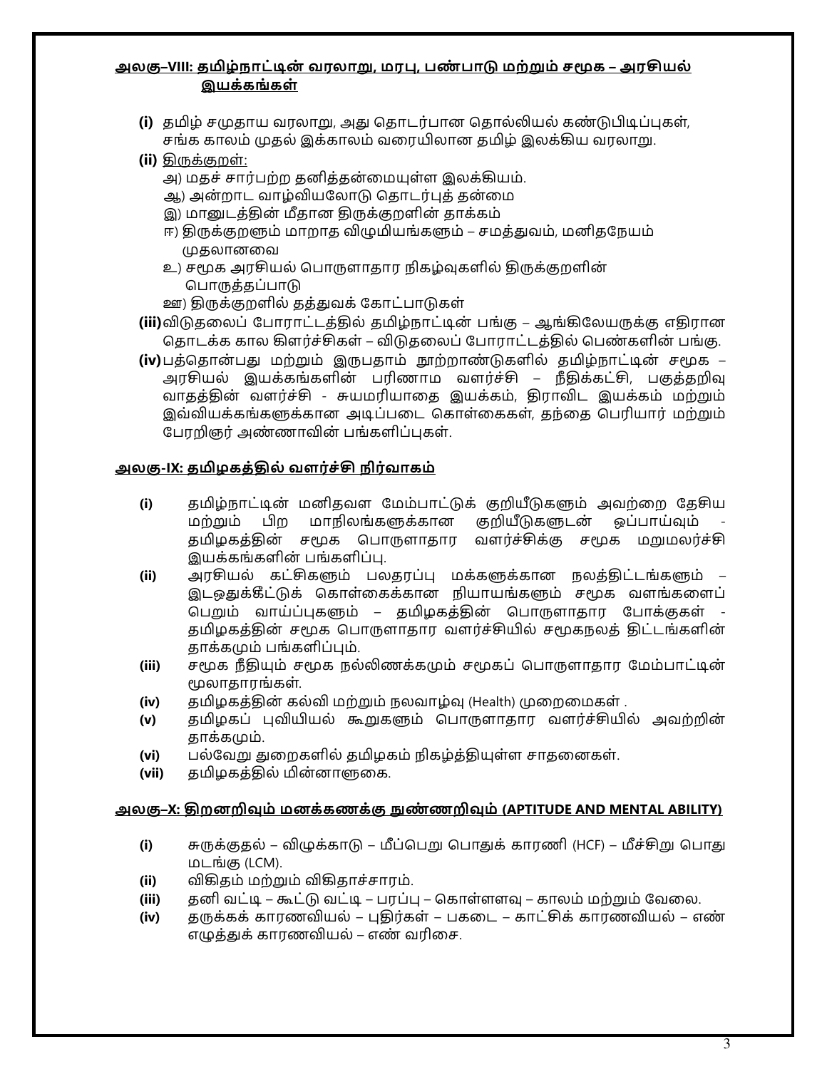## அலகு–VIII: தமிழ்நாட்டின் வரலாறு, மரபு, பண்பாடு மற்றும் சமூக – அரசியல் இயக்கங்கள்

**(i)** தமிழ் சமுதாய வரலாறு, அது தொடர்பான தொல்லியல் கண்டுபிடிப்புகள், சங்க காலம் முதல் இக்காலம் வரையிலான தமிழ் இலக்கிய வரலாறு.

**(ii)** திருக்குறள்:
- அ) மதச் சார்பற்ற தனித்தன்மையுள்ள இலக்கியம்.
- ஆ) அன்றாட வாழ்வியலோடு தொடர்புத் தன்மை
- இ) மானுடத்தின் மீதான திருக்குறளின் தாக்கம்
- ஈ) திருக்குறளும் மாறாத விழுமியங்களும் – சமத்துவம், மனிதநேயம் முதலானவை
- உ) சமூக அரசியல் பொருளாதார நிகழ்வுகளில் திருக்குறளின் பொருத்தப்பாடு
- ஊ) திருக்குறளில் தத்துவக் கோட்பாடுகள்

**(iii)** விடுதலைப் போராட்டத்தில் தமிழ்நாட்டின் பங்கு – ஆங்கிலேயருக்கு எதிரான தொடக்க கால கிளர்ச்சிகள் – விடுதலைப் போராட்டத்தில் பெண்களின் பங்கு.

**(iv)** பத்தொன்பது மற்றும் இருபதாம் நூற்றாண்டுகளில் தமிழ்நாட்டின் சமூக – அரசியல் இயக்கங்களின் பரிணாம வளர்ச்சி – நீதிக்கட்சி, பகுத்தறிவு வாதத்தின் வளர்ச்சி - சுயமரியாதை இயக்கம், திராவிட இயக்கம் மற்றும் இவ்வியக்கங்களுக்கான அடிப்படை கொள்கைகள், தந்தை பெரியார் மற்றும் பேரறிஞர் அண்ணாவின் பங்களிப்புகள்.

## அலகு-IX: தமிழகத்தில் வளர்ச்சி நிர்வாகம்

**(i)** தமிழ்நாட்டின் மனிதவள மேம்பாட்டுக் குறியீடுகளும் அவற்றை தேசிய மற்றும் பிற மாநிலங்களுக்கான குறியீடுகளுடன் ஒப்பாய்வும் - தமிழகத்தின் சமூக பொருளாதார வளர்ச்சிக்கு சமூக மறுமலர்ச்சி இயக்கங்களின் பங்களிப்பு.

**(ii)** அரசியல் கட்சிகளும் பலதரப்பு மக்களுக்கான நலத்திட்டங்களும் – இடஒதுக்கீட்டுக் கொள்கைக்கான நியாயங்களும் சமூக வளங்களைப் பெறும் வாய்ப்புகளும் – தமிழகத்தின் பொருளாதார போக்குகள் - தமிழகத்தின் சமூக பொருளாதார வளர்ச்சியில் சமூகநலத் திட்டங்களின் தாக்கமும் பங்களிப்பும்.

**(iii)** சமூக நீதியும் சமூக நல்லிணக்கமும் சமூகப் பொருளாதார மேம்பாட்டின் மூலாதாரங்கள்.

**(iv)** தமிழகத்தின் கல்வி மற்றும் நலவாழ்வு (Health) முறைமைகள் .

**(v)** தமிழகப் புவியியல் கூறுகளும் பொருளாதார வளர்ச்சியில் அவற்றின் தாக்கமும்.

**(vi)** பல்வேறு துறைகளில் தமிழகம் நிகழ்த்தியுள்ள சாதனைகள்.

**(vii)** தமிழகத்தில் மின்னாளுகை.

## அலகு–X: திறனறிவும் மனக்கணக்கு நுண்ணறிவும் (APTITUDE AND MENTAL ABILITY)

**(i)** சுருக்குதல் – விழுக்காடு – மீப்பெறு பொதுக் காரணி (HCF) – மீச்சிறு பொது மடங்கு (LCM).

**(ii)** விகிதம் மற்றும் விகிதாச்சாரம்.

**(iii)** தனி வட்டி – கூட்டு வட்டி – பரப்பு – கொள்ளளவு – காலம் மற்றும் வேலை.

**(iv)** தருக்கக் காரணவியல் – புதிர்கள் – பகடை – காட்சிக் காரணவியல் – எண் எழுத்துக் காரணவியல் – எண் வரிசை.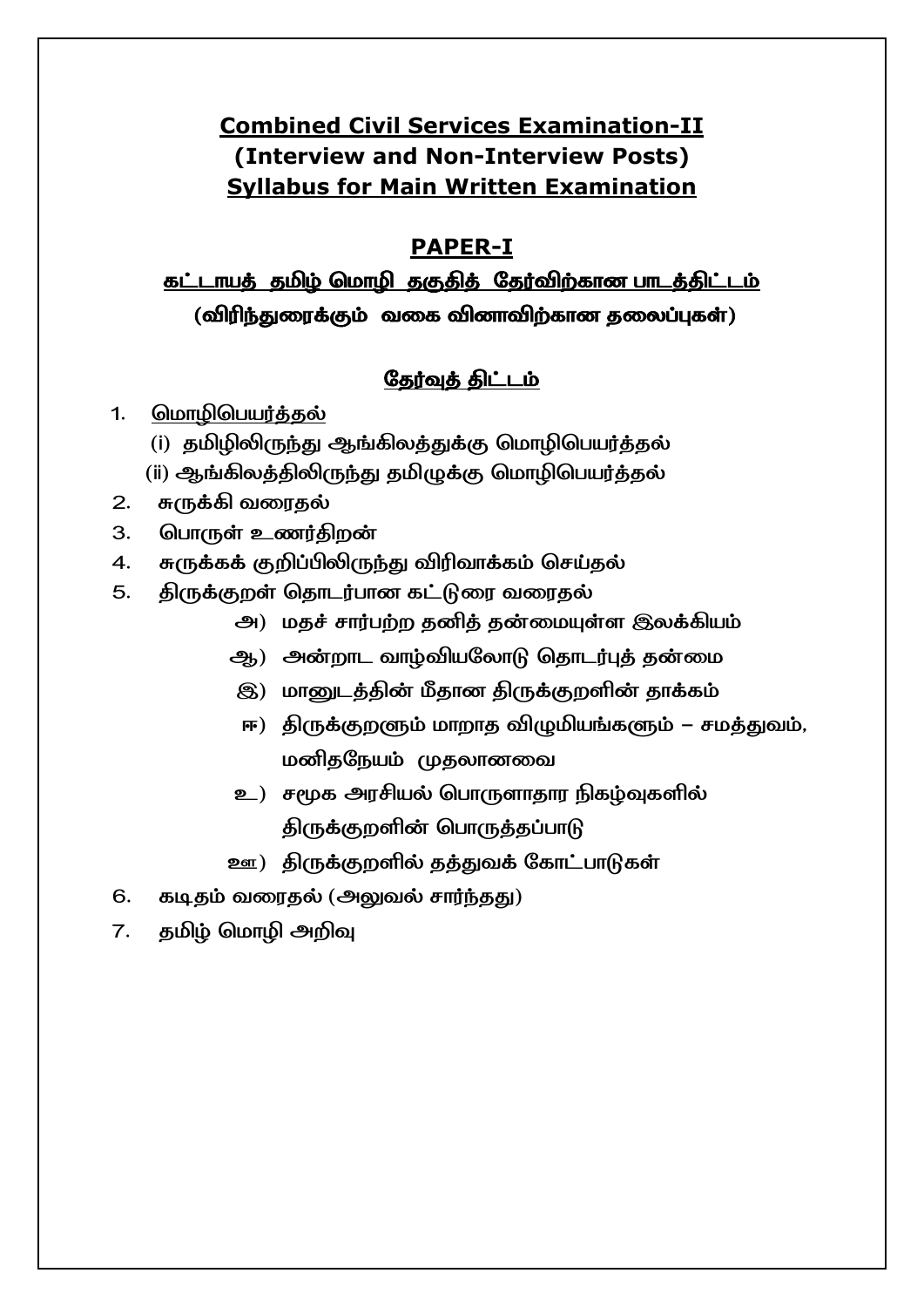## Combined Civil Services Examination-II
## (Interview and Non-Interview Posts)
## Syllabus for Main Written Examination

### PAPER-I

### கட்டாயத் தமிழ் மொழி தகுதித் தேர்விற்கான பாடத்திட்டம்

**(விரிந்துரைக்கும் வகை வினாவிற்கான தலைப்புகள்)**

### தேர்வுத் திட்டம்

1. மொழிபெயர்த்தல்
   - (i) தமிழிலிருந்து ஆங்கிலத்துக்கு மொழிபெயர்த்தல்
   - (ii) ஆங்கிலத்திலிருந்து தமிழுக்கு மொழிபெயர்த்தல்
2. சுருக்கி வரைதல்
3. பொருள் உணர்திறன்
4. சுருக்கக் குறிப்பிலிருந்து விரிவாக்கம் செய்தல்
5. திருக்குறள் தொடர்பான கட்டுரை வரைதல்
   - அ) மதச் சார்பற்ற தனித் தன்மையுள்ள இலக்கியம்
   - ஆ) அன்றாட வாழ்வியலோடு தொடர்புத் தன்மை
   - இ) மானுடத்தின் மீதான திருக்குறளின் தாக்கம்
   - ஈ) திருக்குறளும் மாறாத விழுமியங்களும் – சமத்துவம், மனிதநேயம் முதலானவை
   - உ) சமூக அரசியல் பொருளாதார நிகழ்வுகளில் திருக்குறளின் பொருத்தப்பாடு
   - ஊ) திருக்குறளில் தத்துவக் கோட்பாடுகள்
6. கடிதம் வரைதல் (அலுவல் சார்ந்தது)
7. தமிழ் மொழி அறிவு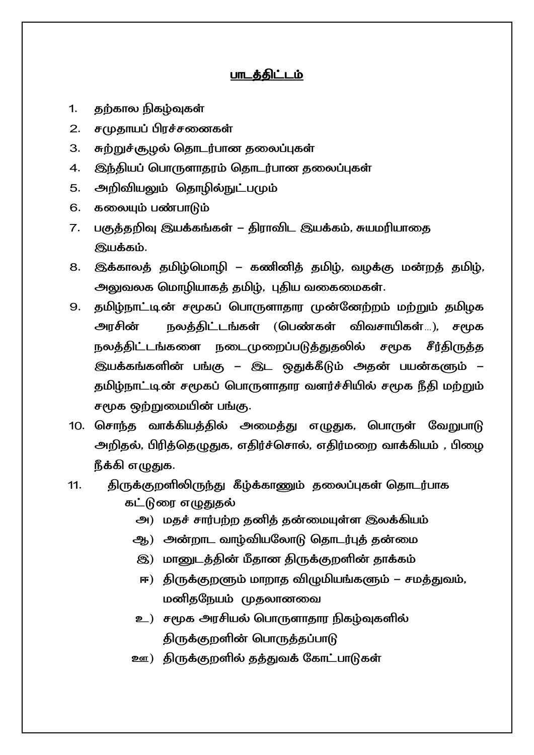## பாடத்திட்டம்

1. தற்கால நிகழ்வுகள்
2. சமுதாயப் பிரச்சனைகள்
3. சுற்றுச்சூழல் தொடர்பான தலைப்புகள்
4. இந்தியப் பொருளாதாரம் தொடர்பான தலைப்புகள்
5. அறிவியலும் தொழில்நுட்பமும்
6. கலையும் பண்பாடும்
7. பகுத்தறிவு இயக்கங்கள் – திராவிட இயக்கம், சுயமரியாதை இயக்கம்.
8. இக்காலத் தமிழ்மொழி – கணினித் தமிழ், வழக்கு மன்றத் தமிழ், அலுவலக மொழியாகத் தமிழ், புதிய வகைமைகள்.
9. தமிழ்நாட்டின் சமூகப் பொருளாதார முன்னேற்றம் மற்றும் தமிழக அரசின் நலத்திட்டங்கள் (பெண்கள் விவசாயிகள்...), சமூக நலத்திட்டங்களை நடைமுறைப்படுத்துதலில் சமூக சீர்திருத்த இயக்கங்களின் பங்கு – இட ஒதுக்கீடும் அதன் பயன்களும் – தமிழ்நாட்டின் சமூகப் பொருளாதார வளர்ச்சியில் சமூக நீதி மற்றும் சமூக ஒற்றுமையின் பங்கு.
10. சொந்த வாக்கியத்தில் அமைத்து எழுதுக, பொருள் வேறுபாடு அறிதல், பிரித்தெழுதுக, எதிர்ச்சொல், எதிர்மறை வாக்கியம் , பிழை நீக்கி எழுதுக.
11. திருக்குறளிலிருந்து கீழ்க்காணும் தலைப்புகள் தொடர்பாக கட்டுரை எழுதுதல்
    - அ) மதச் சார்பற்ற தனித் தன்மையுள்ள இலக்கியம்
    - ஆ) அன்றாட வாழ்வியலோடு தொடர்புத் தன்மை
    - இ) மானுடத்தின் மீதான திருக்குறளின் தாக்கம்
    - ஈ) திருக்குறளும் மாறாத விழுமியங்களும் – சமத்துவம், மனிதநேயம் முதலானவை
    - உ) சமூக அரசியல் பொருளாதார நிகழ்வுகளில் திருக்குறளின் பொருத்தப்பாடு
    - ஊ) திருக்குறளில் தத்துவக் கோட்பாடுகள்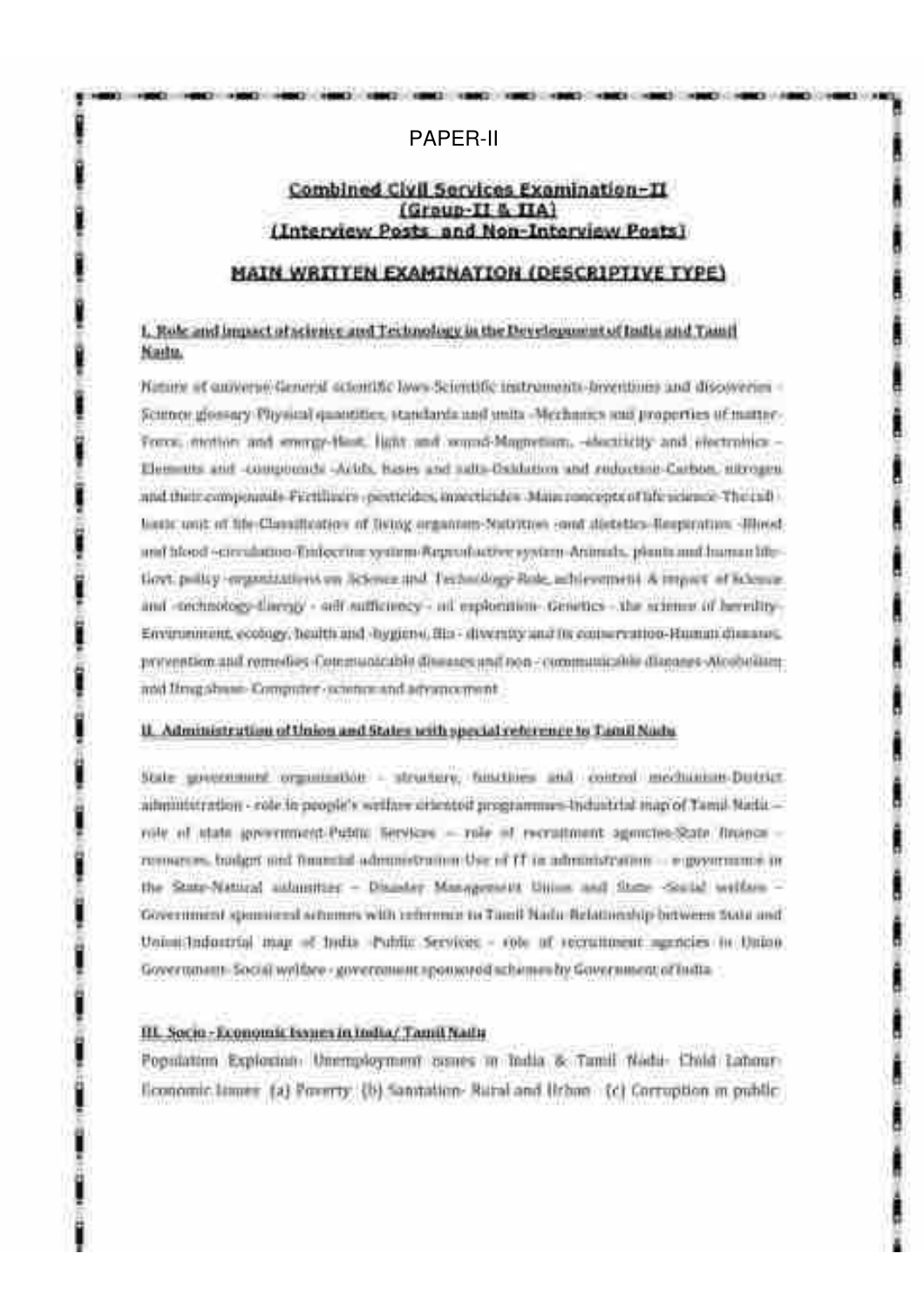PAPER-II

**Combined Civil Services Examination–II**
**(Group-II & IIA)**
**(Interview Posts and Non-Interview Posts)**

## MAIN WRITTEN EXAMINATION (DESCRIPTIVE TYPE)

### I. Role and impact of science and Technology in the Development of India and Tamil Nadu.

Nature of universe-General scientific laws-Scientific instruments-Inventions and discoveries - Science glossary-Physical quantities, standards and units -Mechanics and properties of matter-Force, motion and energy-Heat, light and sound-Magnetism, -electricity and electronics - Elements and -compounds -Acids, bases and salts-Oxidation and reduction-Carbon, nitrogen and their compounds-Fertilizers -pesticides, insecticides -Main concepts of life science-The cell-basic unit of life-Classification of living organism-Nutrition -and dietetics-Respiration -Blood and blood –circulation-Endocrine system-Reproductive system-Animals, plants and human life-Govt. policy -organizations on Science and Technology-Role, achievement & impact of Science and -technology-Energy - self sufficiency - oil exploration- Genetics - the science of heredity-Environment, ecology, health and -hygiene, Bio - diversity and its conservation-Human diseases, prevention and remedies-Communicable diseases and non - communicable diseases-Alcoholism and Drug abuse- Computer - science and advancement

### II. Administration of Union and States with special reference to Tamil Nadu

State government organization - structure, functions and control mechanism-District administration - role in people's welfare oriented programmes-Industrial map of Tamil Nadu – role of state government-Public Services – role of recruitment agencies-State finance - resources, budget and financial administration-Use of IT in administration – e-governance in the State-Natural calamities – Disaster Management Union and State -Social welfare – Government sponsored schemes with reference to Tamil Nadu-Relationship between State and Union-Industrial map of India -Public Services - role of recruitment agencies in Union Government- Social welfare - government sponsored schemes by Government of India

### III. Socio - Economic Issues in India/ Tamil Nadu

Population Explosion- Unemployment issues in India & Tamil Nadu- Child Labour-Economic Issues (a) Poverty (b) Sanitation- Rural and Urban (c) Corruption in public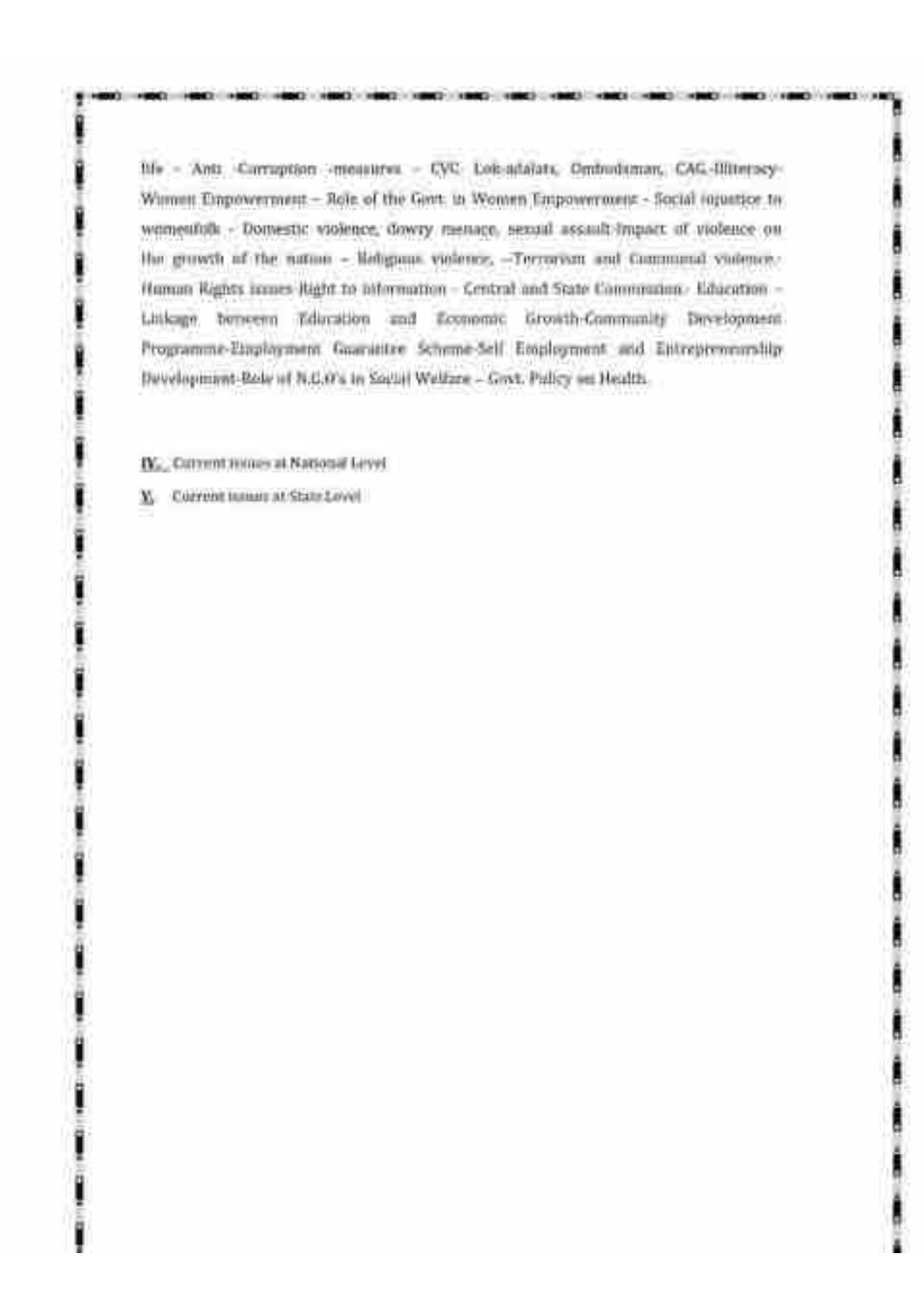life – Anti Corruption measures – CVC Lok-adalats, Ombudsman, CAG-Illiteracy-Women Empowerment – Role of the Govt. in Women Empowerment - Social injustice to womenfolk - Domestic violence, dowry menace, sexual assault-Impact of violence on the growth of the nation – Religious violence, –Terrorism and Communal violence-Human Rights issues-Right to information - Central and State Commission- Education – Linkage between Education and Economic Growth-Community Development Programme-Employment Guarantee Scheme-Self Employment and Entrepreneurship Development-Role of N.G.O's in Social Welfare – Govt. Policy on Health.

**IV.** Current issues at National Level

**V.** Current issues at State Level